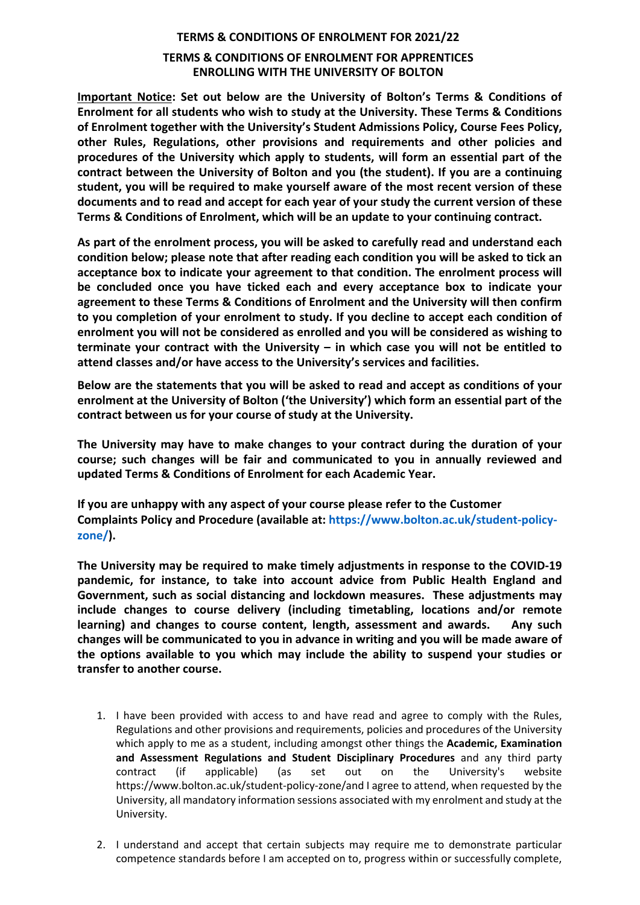## TERMS & CONDITIONS OF ENROLMENT FOR 2021/22

## TERMS & CONDITIONS OF ENROLMENT FOR APPRENTICES ENROLLING WITH THE UNIVERSITY OF BOLTON

**Important Notice: Set out below are the University of Bolton's Terms & Conditions of Enrolment for all students who wish to study at the University. These Terms & Conditions of Enrolment together with the University's Student Admissions Policy, Course Fees Policy, other Rules, Regulations, other provisions and requirements and other policies and procedures of the University which apply to students, will form an essential part of the contract between the University of Bolton and you (the student). If you are a continuing student, you will be required to make yourself aware of the most recent version of these documents and to read and accept for each year of your study the current version of these Terms & Conditions of Enrolment, which will be an update to your continuing contract.**

**As part of the enrolment process, you will be asked to carefully read and understand each condition below; please note that after reading each condition you will be asked to tick an acceptance box to indicate your agreement to that condition. The enrolment process will be concluded once you have ticked each and every acceptance box to indicate your agreement to these Terms & Conditions of Enrolment and the University will then confirm to you completion of your enrolment to study. If you decline to accept each condition of enrolment you will not be considered as enrolled and you will be considered as wishing to terminate your contract with the University – in which case you will not be entitled to attend classes and/or have access to the University's services and facilities.**

**Below are the statements that you will be asked to read and accept as conditions of your enrolment at the University of Bolton ('the University') which form an essential part of the contract between us for your course of study at the University.**

**The University may have to make changes to your contract during the duration of your course; such changes will be fair and communicated to you in annually reviewed and updated Terms & Conditions of Enrolment for each Academic Year.**

**If you are unhappy with any aspect of your course please refer to the Customer Complaints Policy and Procedure (available at: https://www.bolton.ac.uk/student-policy-zone/).**

**The University may be required to make timely adjustments in response to the COVID-19 pandemic, for instance, to take into account advice from Public Health England and Government, such as social distancing and lockdown measures. These adjustments may include changes to course delivery (including timetabling, locations and/or remote learning) and changes to course content, length, assessment and awards. Any such changes will be communicated to you in advance in writing and you will be made aware of the options available to you which may include the ability to suspend your studies or transfer to another course.**

1. I have been provided with access to and have read and agree to comply with the Rules, Regulations and other provisions and requirements, policies and procedures of the University which apply to me as a student, including amongst other things the **Academic, Examination and Assessment Regulations and Student Disciplinary Procedures** and any third party contract (if applicable) (as set out on the University's website https://www.bolton.ac.uk/student-policy-zone/and I agree to attend, when requested by the University, all mandatory information sessions associated with my enrolment and study at the University.

2. I understand and accept that certain subjects may require me to demonstrate particular competence standards before I am accepted on to, progress within or successfully complete,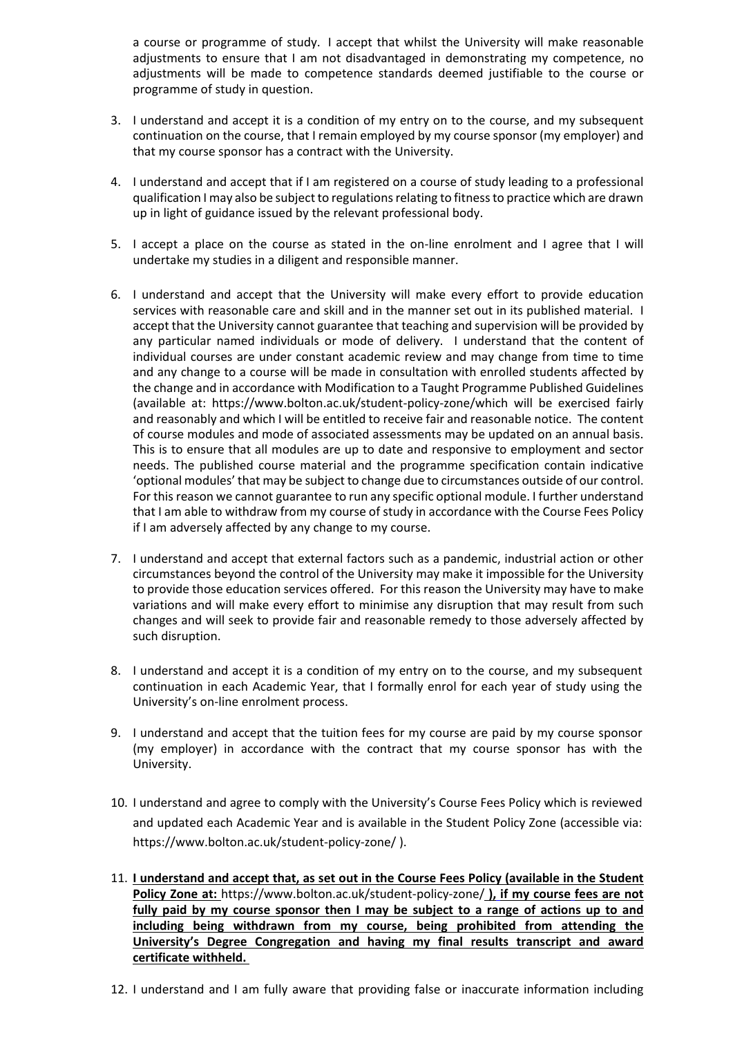a course or programme of study. I accept that whilst the University will make reasonable adjustments to ensure that I am not disadvantaged in demonstrating my competence, no adjustments will be made to competence standards deemed justifiable to the course or programme of study in question.

3. I understand and accept it is a condition of my entry on to the course, and my subsequent continuation on the course, that I remain employed by my course sponsor (my employer) and that my course sponsor has a contract with the University.

4. I understand and accept that if I am registered on a course of study leading to a professional qualification I may also be subject to regulations relating to fitness to practice which are drawn up in light of guidance issued by the relevant professional body.

5. I accept a place on the course as stated in the on-line enrolment and I agree that I will undertake my studies in a diligent and responsible manner.

6. I understand and accept that the University will make every effort to provide education services with reasonable care and skill and in the manner set out in its published material. I accept that the University cannot guarantee that teaching and supervision will be provided by any particular named individuals or mode of delivery. I understand that the content of individual courses are under constant academic review and may change from time to time and any change to a course will be made in consultation with enrolled students affected by the change and in accordance with Modification to a Taught Programme Published Guidelines (available at: https://www.bolton.ac.uk/student-policy-zone/which will be exercised fairly and reasonably and which I will be entitled to receive fair and reasonable notice. The content of course modules and mode of associated assessments may be updated on an annual basis. This is to ensure that all modules are up to date and responsive to employment and sector needs. The published course material and the programme specification contain indicative 'optional modules' that may be subject to change due to circumstances outside of our control. For this reason we cannot guarantee to run any specific optional module. I further understand that I am able to withdraw from my course of study in accordance with the Course Fees Policy if I am adversely affected by any change to my course.

7. I understand and accept that external factors such as a pandemic, industrial action or other circumstances beyond the control of the University may make it impossible for the University to provide those education services offered. For this reason the University may have to make variations and will make every effort to minimise any disruption that may result from such changes and will seek to provide fair and reasonable remedy to those adversely affected by such disruption.

8. I understand and accept it is a condition of my entry on to the course, and my subsequent continuation in each Academic Year, that I formally enrol for each year of study using the University's on-line enrolment process.

9. I understand and accept that the tuition fees for my course are paid by my course sponsor (my employer) in accordance with the contract that my course sponsor has with the University.

10. I understand and agree to comply with the University's Course Fees Policy which is reviewed and updated each Academic Year and is available in the Student Policy Zone (accessible via: https://www.bolton.ac.uk/student-policy-zone/ ).

11. **I understand and accept that, as set out in the Course Fees Policy (available in the Student Policy Zone at:** https://www.bolton.ac.uk/student-policy-zone/ **), if my course fees are not fully paid by my course sponsor then I may be subject to a range of actions up to and including being withdrawn from my course, being prohibited from attending the University's Degree Congregation and having my final results transcript and award certificate withheld.**

12. I understand and I am fully aware that providing false or inaccurate information including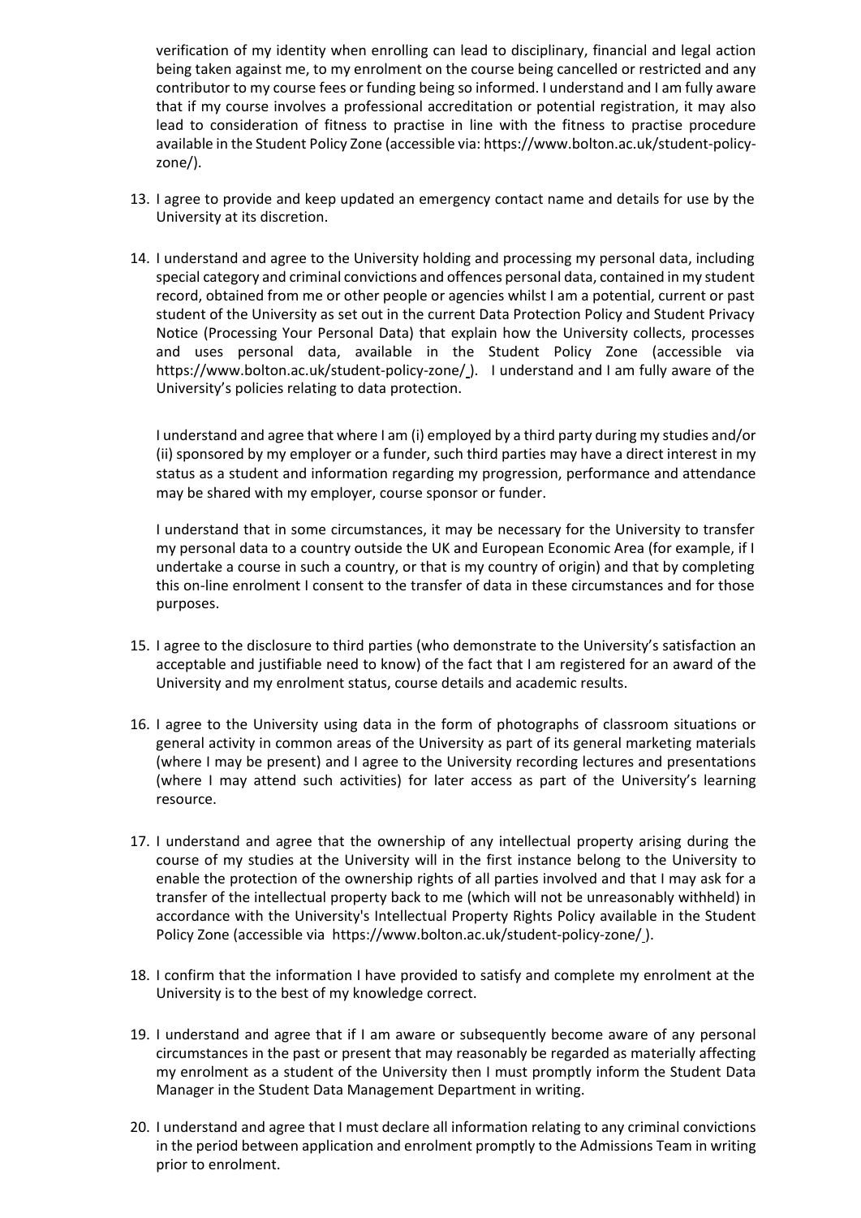verification of my identity when enrolling can lead to disciplinary, financial and legal action being taken against me, to my enrolment on the course being cancelled or restricted and any contributor to my course fees or funding being so informed. I understand and I am fully aware that if my course involves a professional accreditation or potential registration, it may also lead to consideration of fitness to practise in line with the fitness to practise procedure available in the Student Policy Zone (accessible via: https://www.bolton.ac.uk/student-policy-zone/).

13. I agree to provide and keep updated an emergency contact name and details for use by the University at its discretion.

14. I understand and agree to the University holding and processing my personal data, including special category and criminal convictions and offences personal data, contained in my student record, obtained from me or other people or agencies whilst I am a potential, current or past student of the University as set out in the current Data Protection Policy and Student Privacy Notice (Processing Your Personal Data) that explain how the University collects, processes and uses personal data, available in the Student Policy Zone (accessible via https://www.bolton.ac.uk/student-policy-zone/ ). I understand and I am fully aware of the University's policies relating to data protection.

    I understand and agree that where I am (i) employed by a third party during my studies and/or (ii) sponsored by my employer or a funder, such third parties may have a direct interest in my status as a student and information regarding my progression, performance and attendance may be shared with my employer, course sponsor or funder.

    I understand that in some circumstances, it may be necessary for the University to transfer my personal data to a country outside the UK and European Economic Area (for example, if I undertake a course in such a country, or that is my country of origin) and that by completing this on-line enrolment I consent to the transfer of data in these circumstances and for those purposes.

15. I agree to the disclosure to third parties (who demonstrate to the University's satisfaction an acceptable and justifiable need to know) of the fact that I am registered for an award of the University and my enrolment status, course details and academic results.

16. I agree to the University using data in the form of photographs of classroom situations or general activity in common areas of the University as part of its general marketing materials (where I may be present) and I agree to the University recording lectures and presentations (where I may attend such activities) for later access as part of the University's learning resource.

17. I understand and agree that the ownership of any intellectual property arising during the course of my studies at the University will in the first instance belong to the University to enable the protection of the ownership rights of all parties involved and that I may ask for a transfer of the intellectual property back to me (which will not be unreasonably withheld) in accordance with the University's Intellectual Property Rights Policy available in the Student Policy Zone (accessible via https://www.bolton.ac.uk/student-policy-zone/ ).

18. I confirm that the information I have provided to satisfy and complete my enrolment at the University is to the best of my knowledge correct.

19. I understand and agree that if I am aware or subsequently become aware of any personal circumstances in the past or present that may reasonably be regarded as materially affecting my enrolment as a student of the University then I must promptly inform the Student Data Manager in the Student Data Management Department in writing.

20. I understand and agree that I must declare all information relating to any criminal convictions in the period between application and enrolment promptly to the Admissions Team in writing prior to enrolment.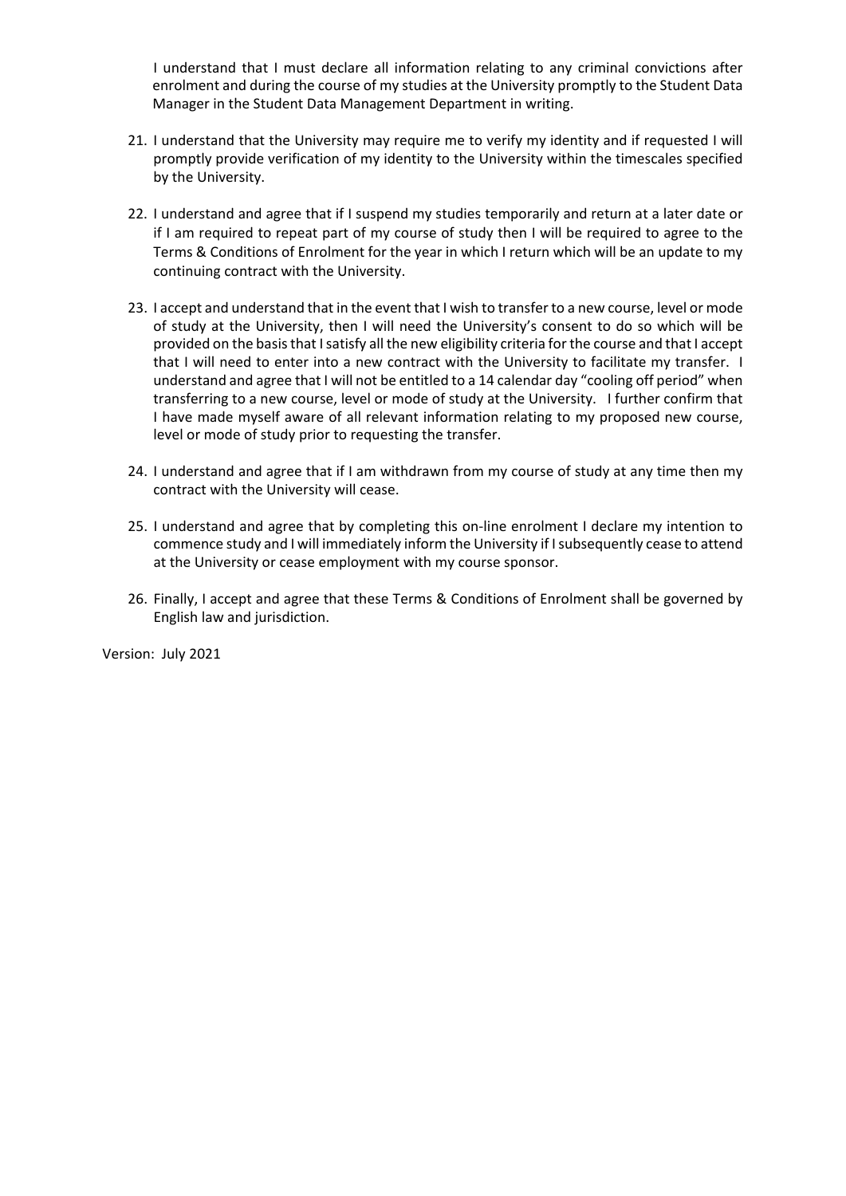I understand that I must declare all information relating to any criminal convictions after enrolment and during the course of my studies at the University promptly to the Student Data Manager in the Student Data Management Department in writing.

21. I understand that the University may require me to verify my identity and if requested I will promptly provide verification of my identity to the University within the timescales specified by the University.

22. I understand and agree that if I suspend my studies temporarily and return at a later date or if I am required to repeat part of my course of study then I will be required to agree to the Terms & Conditions of Enrolment for the year in which I return which will be an update to my continuing contract with the University.

23. I accept and understand that in the event that I wish to transfer to a new course, level or mode of study at the University, then I will need the University's consent to do so which will be provided on the basis that I satisfy all the new eligibility criteria for the course and that I accept that I will need to enter into a new contract with the University to facilitate my transfer. I understand and agree that I will not be entitled to a 14 calendar day "cooling off period" when transferring to a new course, level or mode of study at the University. I further confirm that I have made myself aware of all relevant information relating to my proposed new course, level or mode of study prior to requesting the transfer.

24. I understand and agree that if I am withdrawn from my course of study at any time then my contract with the University will cease.

25. I understand and agree that by completing this on-line enrolment I declare my intention to commence study and I will immediately inform the University if I subsequently cease to attend at the University or cease employment with my course sponsor.

26. Finally, I accept and agree that these Terms & Conditions of Enrolment shall be governed by English law and jurisdiction.

Version: July 2021